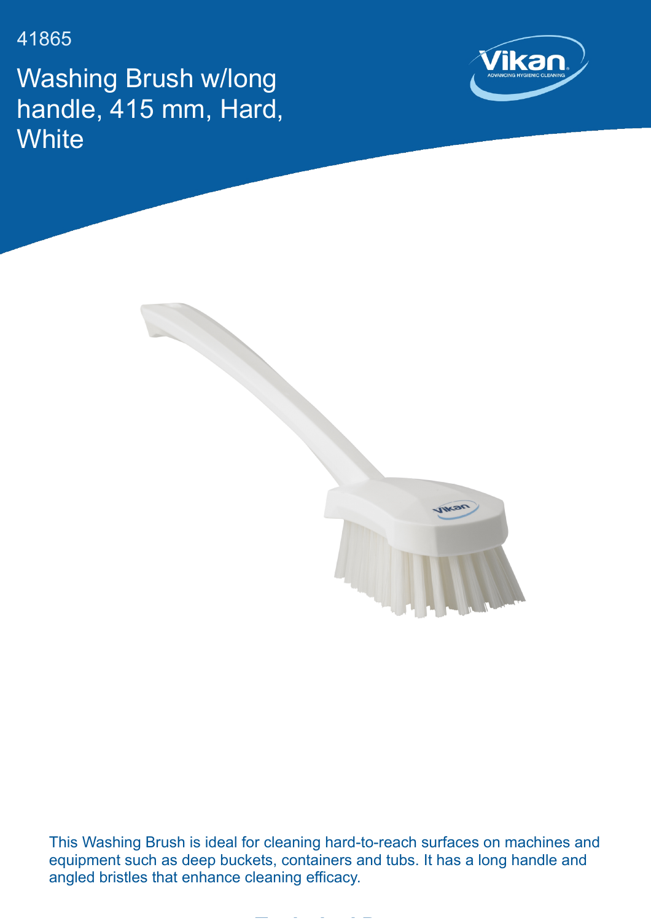41865

# Washing Brush w/long handle, 415 mm, Hard, White

This Washing Brush is ideal for cleaning hard-to-reach surfaces on machines and equipment such as deep buckets, containers and tubs. It has a long handle and angled bristles that enhance cleaning efficacy.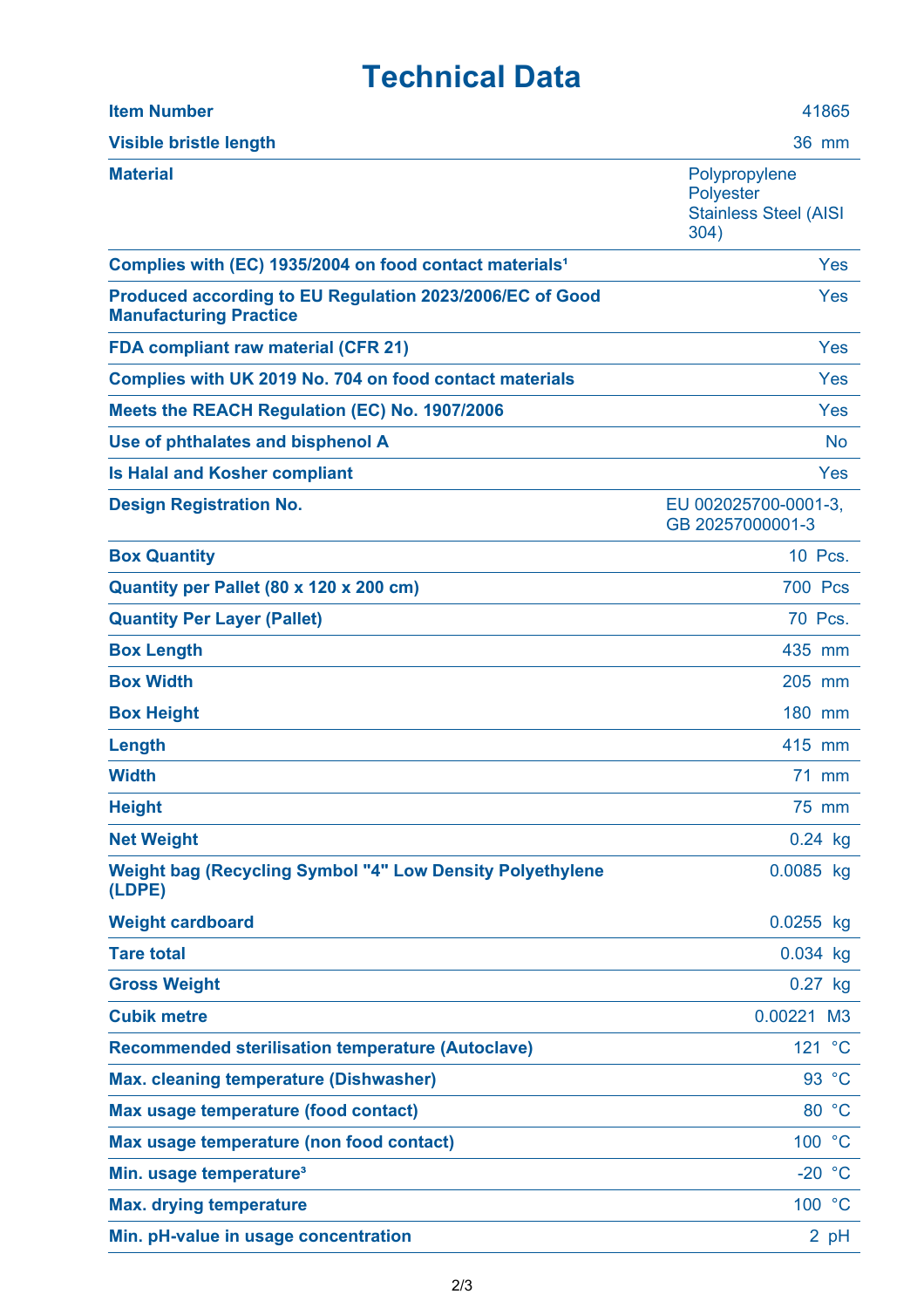# Technical Data

| | |
|---|---|
| **Item Number** | 41865 |
| **Visible bristle length** | 36 mm |
| **Material** | Polypropylene<br>Polyester<br>Stainless Steel (AISI 304) |
| **Complies with (EC) 1935/2004 on food contact materials[1]** | Yes |
| **Produced according to EU Regulation 2023/2006/EC of Good Manufacturing Practice** | Yes |
| **FDA compliant raw material (CFR 21)** | Yes |
| **Complies with UK 2019 No. 704 on food contact materials** | Yes |
| **Meets the REACH Regulation (EC) No. 1907/2006** | Yes |
| **Use of phthalates and bisphenol A** | No |
| **Is Halal and Kosher compliant** | Yes |
| **Design Registration No.** | EU 002025700-0001-3, GB 20257000001-3 |
| **Box Quantity** | 10 Pcs. |
| **Quantity per Pallet (80 x 120 x 200 cm)** | 700 Pcs |
| **Quantity Per Layer (Pallet)** | 70 Pcs. |
| **Box Length** | 435 mm |
| **Box Width** | 205 mm |
| **Box Height** | 180 mm |
| **Length** | 415 mm |
| **Width** | 71 mm |
| **Height** | 75 mm |
| **Net Weight** | 0.24 kg |
| **Weight bag (Recycling Symbol "4" Low Density Polyethylene (LDPE)** | 0.0085 kg |
| **Weight cardboard** | 0.0255 kg |
| **Tare total** | 0.034 kg |
| **Gross Weight** | 0.27 kg |
| **Cubik metre** | 0.00221 M3 |
| **Recommended sterilisation temperature (Autoclave)** | 121 °C |
| **Max. cleaning temperature (Dishwasher)** | 93 °C |
| **Max usage temperature (food contact)** | 80 °C |
| **Max usage temperature (non food contact)** | 100 °C |
| **Min. usage temperature[3]** | -20 °C |
| **Max. drying temperature** | 100 °C |
| **Min. pH-value in usage concentration** | 2 pH |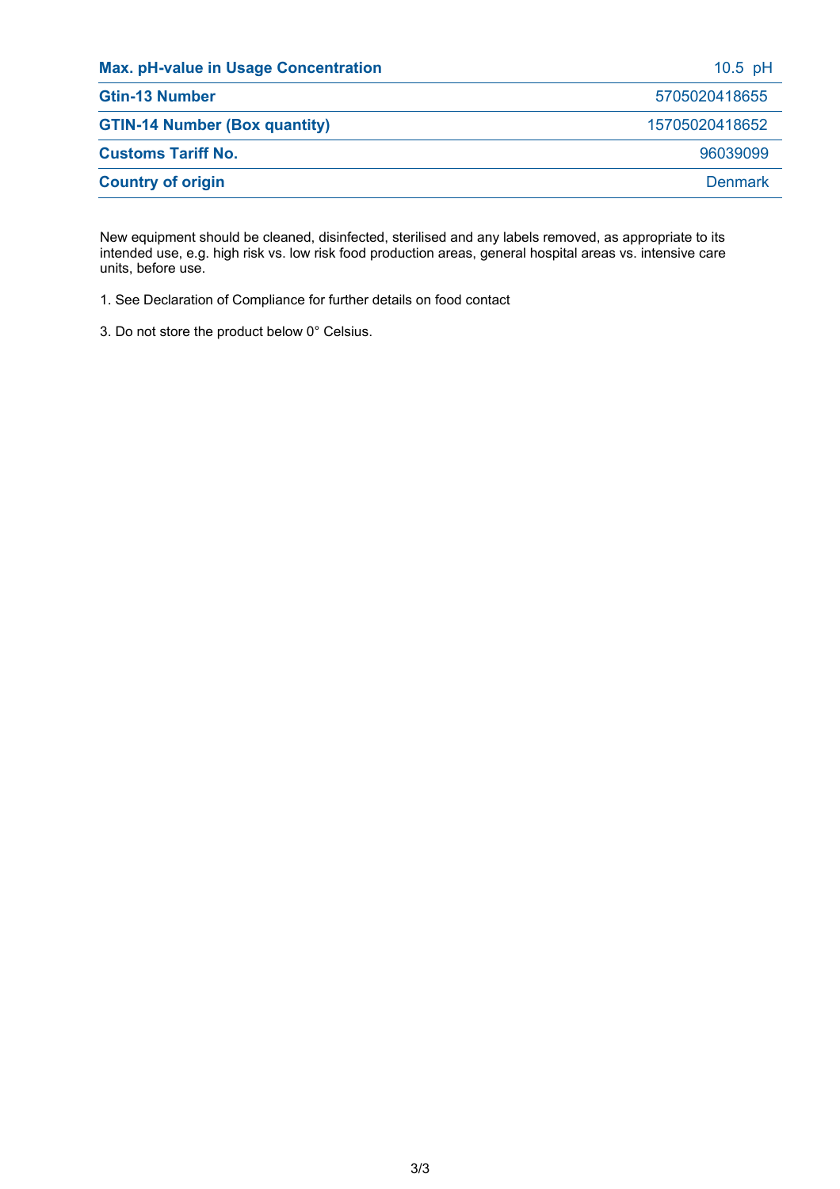| | |
|---|---|
| **Max. pH-value in Usage Concentration** | 10.5 pH |
| **Gtin-13 Number** | 5705020418655 |
| **GTIN-14 Number (Box quantity)** | 15705020418652 |
| **Customs Tariff No.** | 96039099 |
| **Country of origin** | Denmark |

New equipment should be cleaned, disinfected, sterilised and any labels removed, as appropriate to its intended use, e.g. high risk vs. low risk food production areas, general hospital areas vs. intensive care units, before use.

1. See Declaration of Compliance for further details on food contact

3. Do not store the product below 0° Celsius.